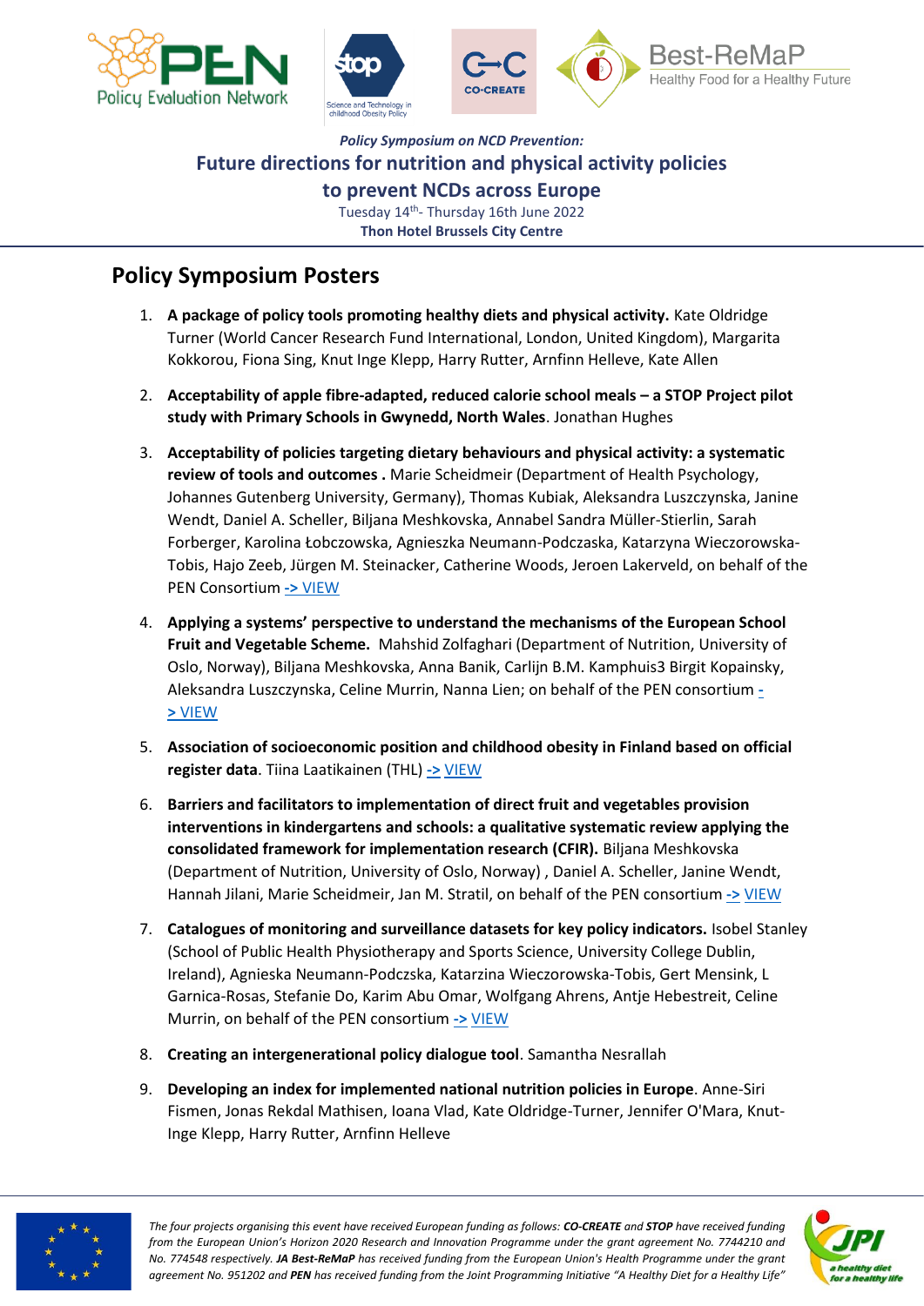*Policy Symposium on NCD Prevention:*

**Future directions for nutrition and physical activity policies to prevent NCDs across Europe**

Tuesday 14th- Thursday 16th June 2022

**Thon Hotel Brussels City Centre**

## Policy Symposium Posters

1. **A package of policy tools promoting healthy diets and physical activity.** Kate Oldridge Turner (World Cancer Research Fund International, London, United Kingdom), Margarita Kokkorou, Fiona Sing, Knut Inge Klepp, Harry Rutter, Arnfinn Helleve, Kate Allen

2. **Acceptability of apple fibre-adapted, reduced calorie school meals – a STOP Project pilot study with Primary Schools in Gwynedd, North Wales**. Jonathan Hughes

3. **Acceptability of policies targeting dietary behaviours and physical activity: a systematic review of tools and outcomes .** Marie Scheidmeir (Department of Health Psychology, Johannes Gutenberg University, Germany), Thomas Kubiak, Aleksandra Luszczynska, Janine Wendt, Daniel A. Scheller, Biljana Meshkovska, Annabel Sandra Müller-Stierlin, Sarah Forberger, Karolina Łobczowska, Agnieszka Neumann-Podczaska, Katarzyna Wieczorowska-Tobis, Hajo Zeeb, Jürgen M. Steinacker, Catherine Woods, Jeroen Lakerveld, on behalf of the PEN Consortium -> VIEW

4. **Applying a systems' perspective to understand the mechanisms of the European School Fruit and Vegetable Scheme.** Mahshid Zolfaghari (Department of Nutrition, University of Oslo, Norway), Biljana Meshkovska, Anna Banik, Carlijn B.M. Kamphuis3 Birgit Kopainsky, Aleksandra Luszczynska, Celine Murrin, Nanna Lien; on behalf of the PEN consortium -> VIEW

5. **Association of socioeconomic position and childhood obesity in Finland based on official register data**. Tiina Laatikainen (THL) -> VIEW

6. **Barriers and facilitators to implementation of direct fruit and vegetables provision interventions in kindergartens and schools: a qualitative systematic review applying the consolidated framework for implementation research (CFIR).** Biljana Meshkovska (Department of Nutrition, University of Oslo, Norway) , Daniel A. Scheller, Janine Wendt, Hannah Jilani, Marie Scheidmeir, Jan M. Stratil, on behalf of the PEN consortium -> VIEW

7. **Catalogues of monitoring and surveillance datasets for key policy indicators.** Isobel Stanley (School of Public Health Physiotherapy and Sports Science, University College Dublin, Ireland), Agnieska Neumann-Podczska, Katarzina Wieczorowska-Tobis, Gert Mensink, L Garnica-Rosas, Stefanie Do, Karim Abu Omar, Wolfgang Ahrens, Antje Hebestreit, Celine Murrin, on behalf of the PEN consortium -> VIEW

8. **Creating an intergenerational policy dialogue tool**. Samantha Nesrallah

9. **Developing an index for implemented national nutrition policies in Europe**. Anne-Siri Fismen, Jonas Rekdal Mathisen, Ioana Vlad, Kate Oldridge-Turner, Jennifer O'Mara, Knut-Inge Klepp, Harry Rutter, Arnfinn Helleve

*The four projects organising this event have received European funding as follows: **CO-CREATE** and **STOP** have received funding from the European Union's Horizon 2020 Research and Innovation Programme under the grant agreement No. 7744210 and No. 774548 respectively. **JA Best-ReMaP** has received funding from the European Union's Health Programme under the grant agreement No. 951202 and **PEN** has received funding from the Joint Programming Initiative "A Healthy Diet for a Healthy Life"*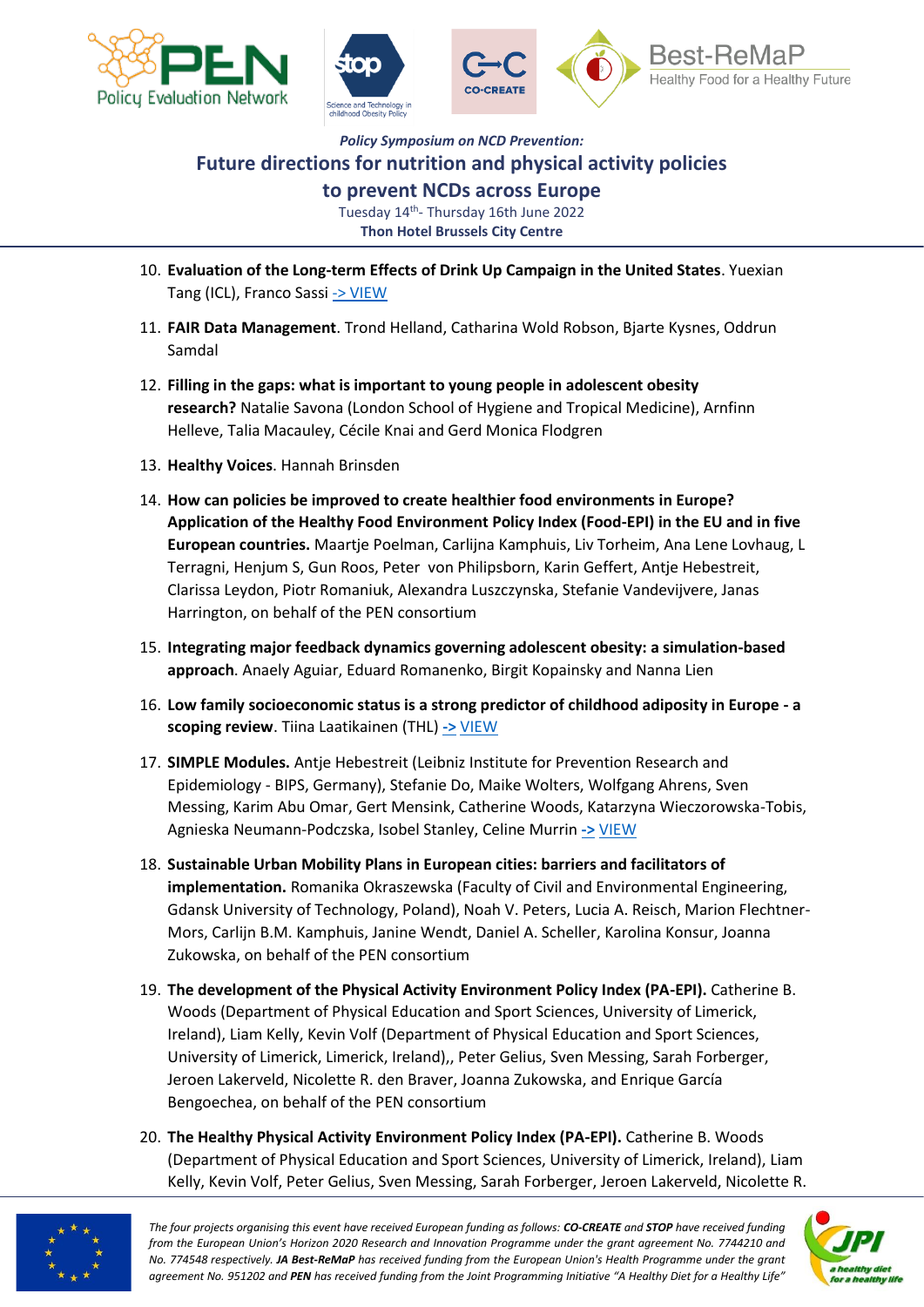10. **Evaluation of the Long-term Effects of Drink Up Campaign in the United States**. Yuexian Tang (ICL), Franco Sassi -> VIEW

11. **FAIR Data Management**. Trond Helland, Catharina Wold Robson, Bjarte Kysnes, Oddrun Samdal

12. **Filling in the gaps: what is important to young people in adolescent obesity research?** Natalie Savona (London School of Hygiene and Tropical Medicine), Arnfinn Helleve, Talia Macauley, Cécile Knai and Gerd Monica Flodgren

13. **Healthy Voices**. Hannah Brinsden

14. **How can policies be improved to create healthier food environments in Europe? Application of the Healthy Food Environment Policy Index (Food-EPI) in the EU and in five European countries.** Maartje Poelman, Carlijna Kamphuis, Liv Torheim, Ana Lene Lovhaug, L Terragni, Henjum S, Gun Roos, Peter von Philipsborn, Karin Geffert, Antje Hebestreit, Clarissa Leydon, Piotr Romaniuk, Alexandra Luszczynska, Stefanie Vandevijvere, Janas Harrington, on behalf of the PEN consortium

15. **Integrating major feedback dynamics governing adolescent obesity: a simulation-based approach**. Anaely Aguiar, Eduard Romanenko, Birgit Kopainsky and Nanna Lien

16. **Low family socioeconomic status is a strong predictor of childhood adiposity in Europe - a scoping review**. Tiina Laatikainen (THL) -> VIEW

17. **SIMPLE Modules.** Antje Hebestreit (Leibniz Institute for Prevention Research and Epidemiology - BIPS, Germany), Stefanie Do, Maike Wolters, Wolfgang Ahrens, Sven Messing, Karim Abu Omar, Gert Mensink, Catherine Woods, Katarzyna Wieczorowska-Tobis, Agnieska Neumann-Podczska, Isobel Stanley, Celine Murrin -> VIEW

18. **Sustainable Urban Mobility Plans in European cities: barriers and facilitators of implementation.** Romanika Okraszewska (Faculty of Civil and Environmental Engineering, Gdansk University of Technology, Poland), Noah V. Peters, Lucia A. Reisch, Marion Flechtner-Mors, Carlijn B.M. Kamphuis, Janine Wendt, Daniel A. Scheller, Karolina Konsur, Joanna Zukowska, on behalf of the PEN consortium

19. **The development of the Physical Activity Environment Policy Index (PA-EPI).** Catherine B. Woods (Department of Physical Education and Sport Sciences, University of Limerick, Ireland), Liam Kelly, Kevin Volf (Department of Physical Education and Sport Sciences, University of Limerick, Limerick, Ireland),, Peter Gelius, Sven Messing, Sarah Forberger, Jeroen Lakerveld, Nicolette R. den Braver, Joanna Zukowska, and Enrique García Bengoechea, on behalf of the PEN consortium

20. **The Healthy Physical Activity Environment Policy Index (PA-EPI).** Catherine B. Woods (Department of Physical Education and Sport Sciences, University of Limerick, Ireland), Liam Kelly, Kevin Volf, Peter Gelius, Sven Messing, Sarah Forberger, Jeroen Lakerveld, Nicolette R.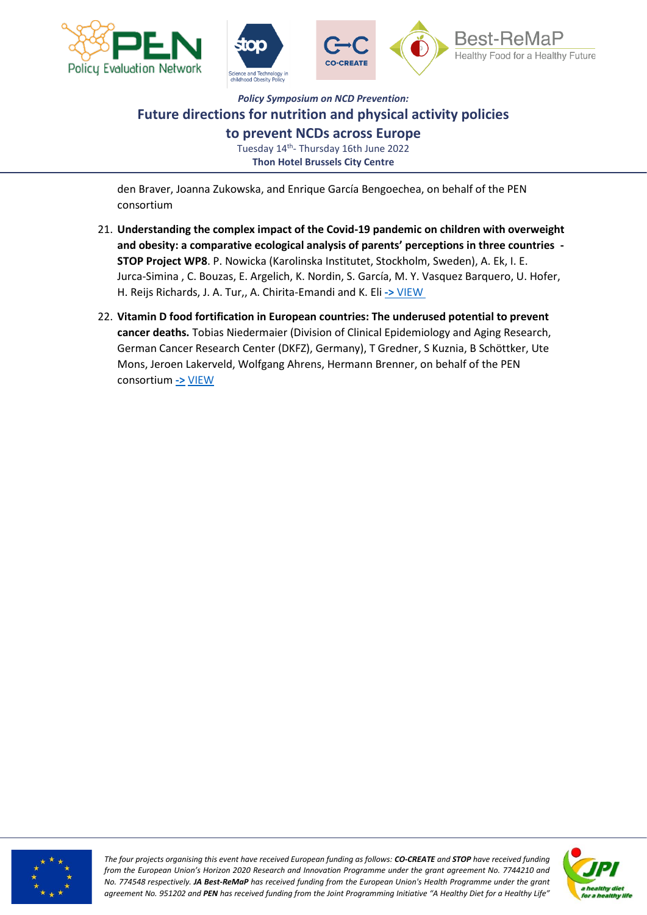den Braver, Joanna Zukowska, and Enrique García Bengoechea, on behalf of the PEN consortium

21. **Understanding the complex impact of the Covid-19 pandemic on children with overweight and obesity: a comparative ecological analysis of parents' perceptions in three countries - STOP Project WP8**. P. Nowicka (Karolinska Institutet, Stockholm, Sweden), A. Ek, I. E. Jurca-Simina , C. Bouzas, E. Argelich, K. Nordin, S. García, M. Y. Vasquez Barquero, U. Hofer, H. Reijs Richards, J. A. Tur,, A. Chirita-Emandi and K. Eli -> VIEW

22. **Vitamin D food fortification in European countries: The underused potential to prevent cancer deaths.** Tobias Niedermaier (Division of Clinical Epidemiology and Aging Research, German Cancer Research Center (DKFZ), Germany), T Gredner, S Kuznia, B Schöttker, Ute Mons, Jeroen Lakerveld, Wolfgang Ahrens, Hermann Brenner, on behalf of the PEN consortium -> VIEW